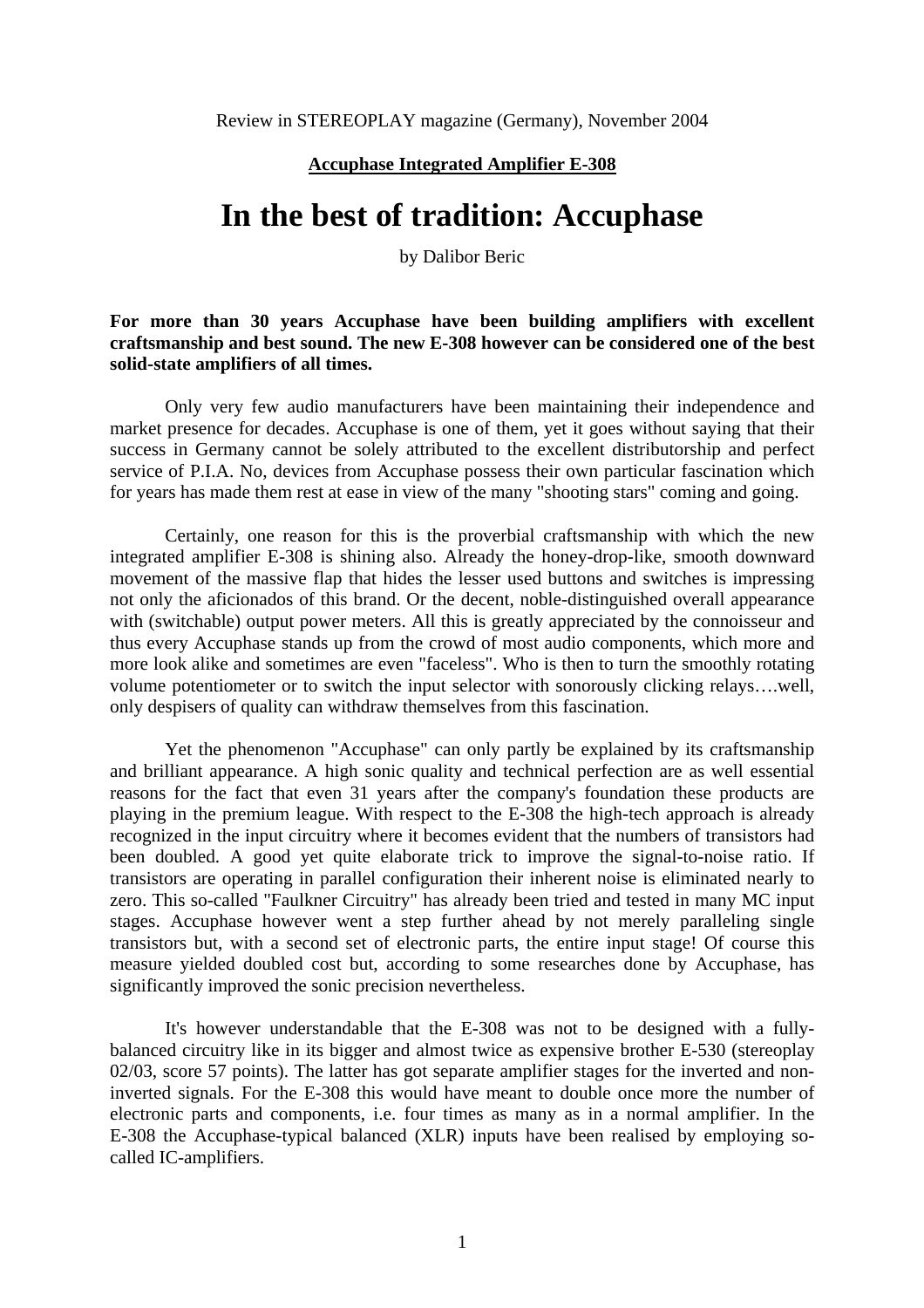Review in STEREOPLAY magazine (Germany), November 2004

**Accuphase Integrated Amplifier E-308**

# In the best of tradition: Accuphase

by Dalibor Beric

**For more than 30 years Accuphase have been building amplifiers with excellent craftsmanship and best sound. The new E-308 however can be considered one of the best solid-state amplifiers of all times.**

Only very few audio manufacturers have been maintaining their independence and market presence for decades. Accuphase is one of them, yet it goes without saying that their success in Germany cannot be solely attributed to the excellent distributorship and perfect service of P.I.A. No, devices from Accuphase possess their own particular fascination which for years has made them rest at ease in view of the many "shooting stars" coming and going.

Certainly, one reason for this is the proverbial craftsmanship with which the new integrated amplifier E-308 is shining also. Already the honey-drop-like, smooth downward movement of the massive flap that hides the lesser used buttons and switches is impressing not only the aficionados of this brand. Or the decent, noble-distinguished overall appearance with (switchable) output power meters. All this is greatly appreciated by the connoisseur and thus every Accuphase stands up from the crowd of most audio components, which more and more look alike and sometimes are even "faceless". Who is then to turn the smoothly rotating volume potentiometer or to switch the input selector with sonorously clicking relays….well, only despisers of quality can withdraw themselves from this fascination.

Yet the phenomenon "Accuphase" can only partly be explained by its craftsmanship and brilliant appearance. A high sonic quality and technical perfection are as well essential reasons for the fact that even 31 years after the company's foundation these products are playing in the premium league. With respect to the E-308 the high-tech approach is already recognized in the input circuitry where it becomes evident that the numbers of transistors had been doubled. A good yet quite elaborate trick to improve the signal-to-noise ratio. If transistors are operating in parallel configuration their inherent noise is eliminated nearly to zero. This so-called "Faulkner Circuitry" has already been tried and tested in many MC input stages. Accuphase however went a step further ahead by not merely paralleling single transistors but, with a second set of electronic parts, the entire input stage! Of course this measure yielded doubled cost but, according to some researches done by Accuphase, has significantly improved the sonic precision nevertheless.

It's however understandable that the E-308 was not to be designed with a fully-balanced circuitry like in its bigger and almost twice as expensive brother E-530 (stereoplay 02/03, score 57 points). The latter has got separate amplifier stages for the inverted and non-inverted signals. For the E-308 this would have meant to double once more the number of electronic parts and components, i.e. four times as many as in a normal amplifier. In the E-308 the Accuphase-typical balanced (XLR) inputs have been realised by employing so-called IC-amplifiers.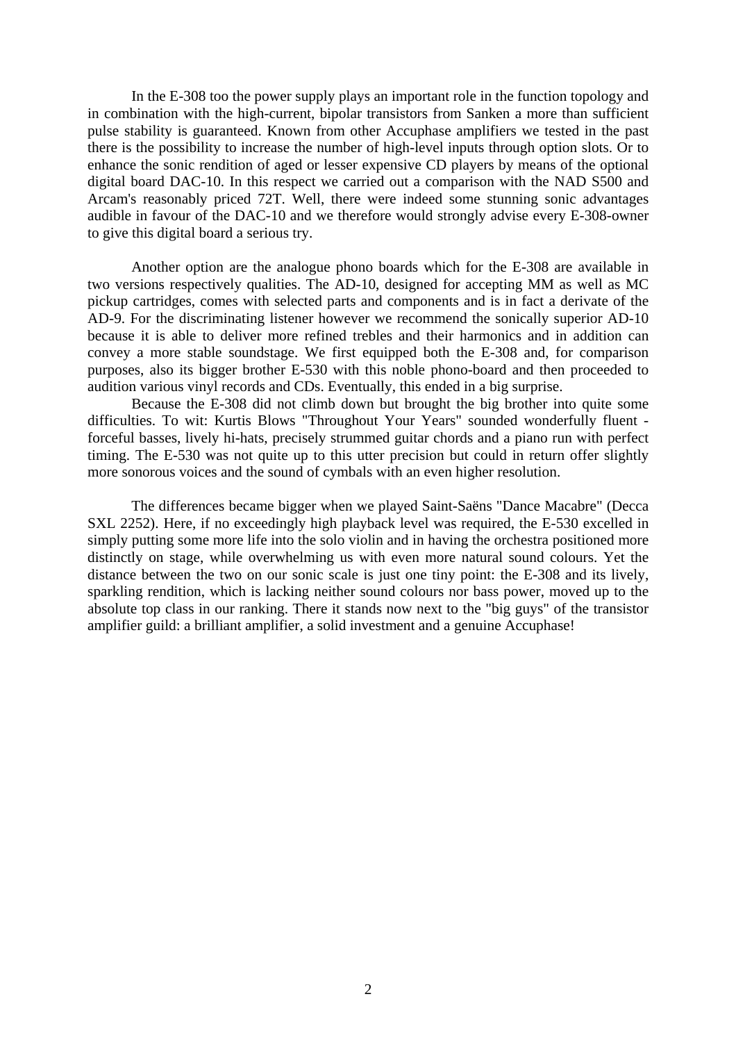In the E-308 too the power supply plays an important role in the function topology and in combination with the high-current, bipolar transistors from Sanken a more than sufficient pulse stability is guaranteed. Known from other Accuphase amplifiers we tested in the past there is the possibility to increase the number of high-level inputs through option slots. Or to enhance the sonic rendition of aged or lesser expensive CD players by means of the optional digital board DAC-10. In this respect we carried out a comparison with the NAD S500 and Arcam's reasonably priced 72T. Well, there were indeed some stunning sonic advantages audible in favour of the DAC-10 and we therefore would strongly advise every E-308-owner to give this digital board a serious try.

Another option are the analogue phono boards which for the E-308 are available in two versions respectively qualities. The AD-10, designed for accepting MM as well as MC pickup cartridges, comes with selected parts and components and is in fact a derivate of the AD-9. For the discriminating listener however we recommend the sonically superior AD-10 because it is able to deliver more refined trebles and their harmonics and in addition can convey a more stable soundstage. We first equipped both the E-308 and, for comparison purposes, also its bigger brother E-530 with this noble phono-board and then proceeded to audition various vinyl records and CDs. Eventually, this ended in a big surprise.

Because the E-308 did not climb down but brought the big brother into quite some difficulties. To wit: Kurtis Blows "Throughout Your Years" sounded wonderfully fluent - forceful basses, lively hi-hats, precisely strummed guitar chords and a piano run with perfect timing. The E-530 was not quite up to this utter precision but could in return offer slightly more sonorous voices and the sound of cymbals with an even higher resolution.

The differences became bigger when we played Saint-Saëns "Dance Macabre" (Decca SXL 2252). Here, if no exceedingly high playback level was required, the E-530 excelled in simply putting some more life into the solo violin and in having the orchestra positioned more distinctly on stage, while overwhelming us with even more natural sound colours. Yet the distance between the two on our sonic scale is just one tiny point: the E-308 and its lively, sparkling rendition, which is lacking neither sound colours nor bass power, moved up to the absolute top class in our ranking. There it stands now next to the "big guys" of the transistor amplifier guild: a brilliant amplifier, a solid investment and a genuine Accuphase!